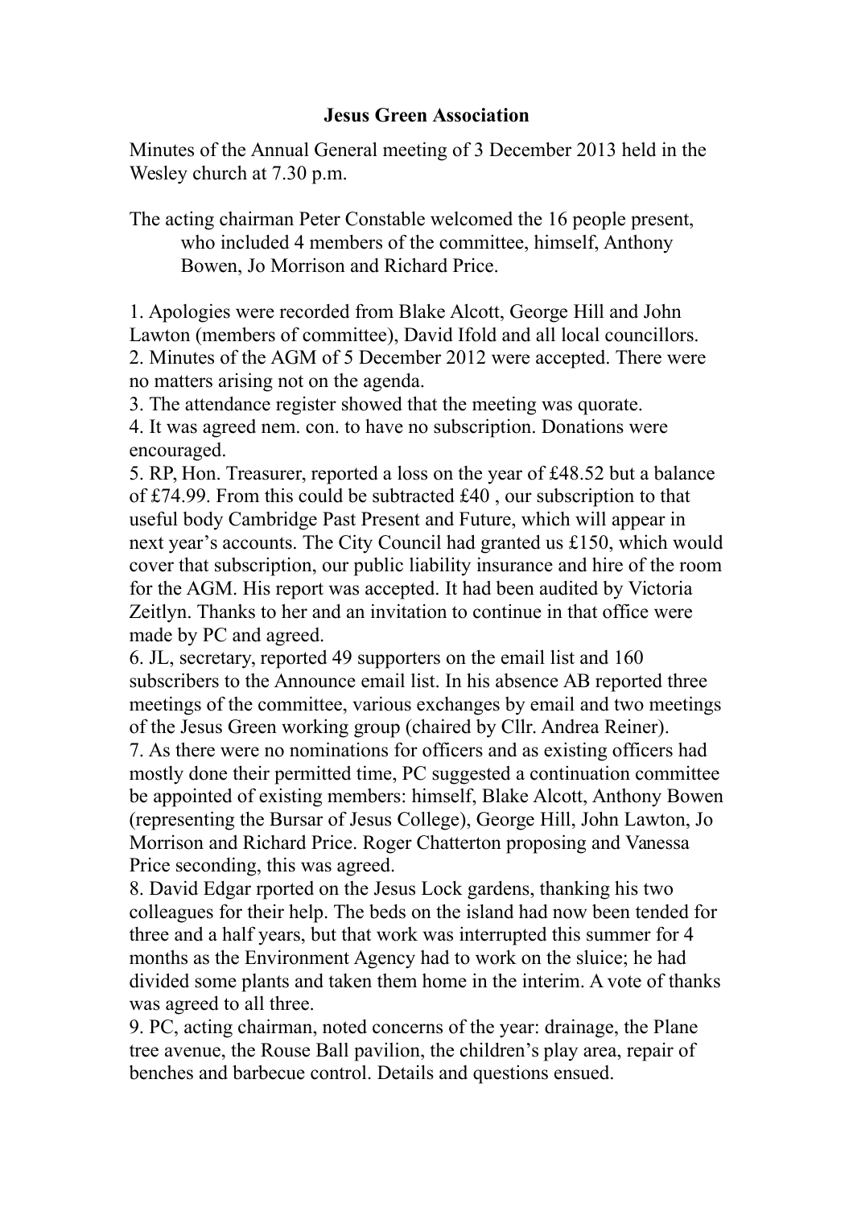# Jesus Green Association

Minutes of the Annual General meeting of 3 December 2013 held in the Wesley church at 7.30 p.m.

The acting chairman Peter Constable welcomed the 16 people present, who included 4 members of the committee, himself, Anthony Bowen, Jo Morrison and Richard Price.

1. Apologies were recorded from Blake Alcott, George Hill and John Lawton (members of committee), David Ifold and all local councillors.
2. Minutes of the AGM of 5 December 2012 were accepted. There were no matters arising not on the agenda.
3. The attendance register showed that the meeting was quorate.
4. It was agreed nem. con. to have no subscription. Donations were encouraged.
5. RP, Hon. Treasurer, reported a loss on the year of £48.52 but a balance of £74.99. From this could be subtracted £40 , our subscription to that useful body Cambridge Past Present and Future, which will appear in next year's accounts. The City Council had granted us £150, which would cover that subscription, our public liability insurance and hire of the room for the AGM. His report was accepted. It had been audited by Victoria Zeitlyn. Thanks to her and an invitation to continue in that office were made by PC and agreed.
6. JL, secretary, reported 49 supporters on the email list and 160 subscribers to the Announce email list. In his absence AB reported three meetings of the committee, various exchanges by email and two meetings of the Jesus Green working group (chaired by Cllr. Andrea Reiner).
7. As there were no nominations for officers and as existing officers had mostly done their permitted time, PC suggested a continuation committee be appointed of existing members: himself, Blake Alcott, Anthony Bowen (representing the Bursar of Jesus College), George Hill, John Lawton, Jo Morrison and Richard Price. Roger Chatterton proposing and Vanessa Price seconding, this was agreed.
8. David Edgar rported on the Jesus Lock gardens, thanking his two colleagues for their help. The beds on the island had now been tended for three and a half years, but that work was interrupted this summer for 4 months as the Environment Agency had to work on the sluice; he had divided some plants and taken them home in the interim. A vote of thanks was agreed to all three.
9. PC, acting chairman, noted concerns of the year: drainage, the Plane tree avenue, the Rouse Ball pavilion, the children's play area, repair of benches and barbecue control. Details and questions ensued.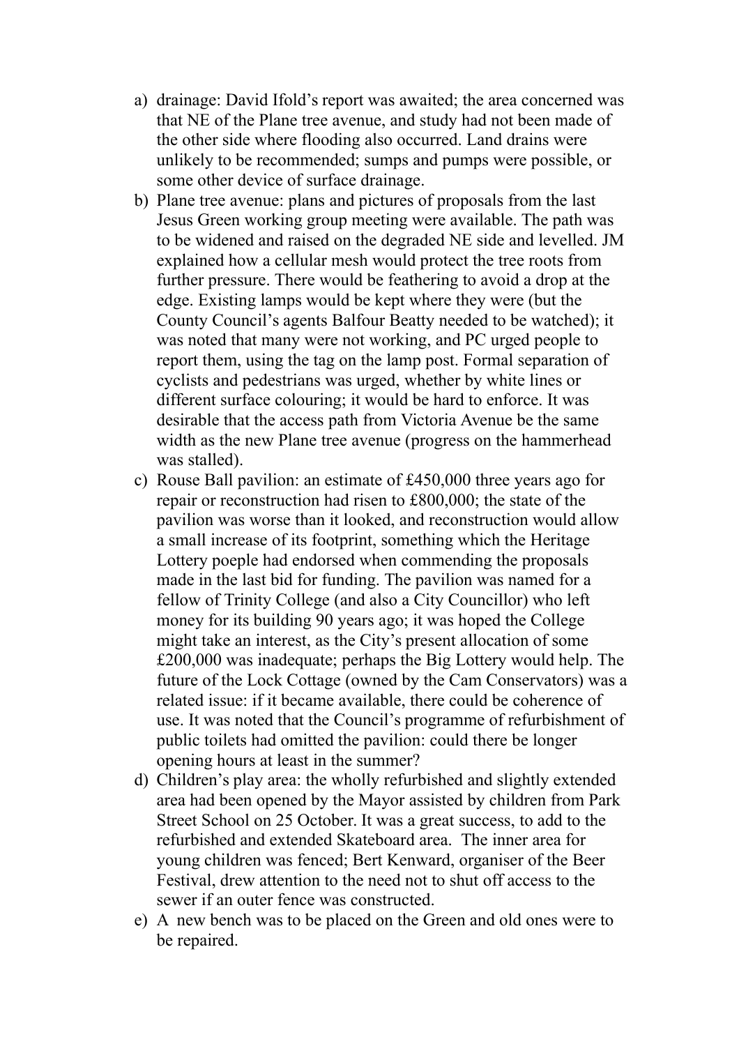a) drainage: David Ifold's report was awaited; the area concerned was that NE of the Plane tree avenue, and study had not been made of the other side where flooding also occurred. Land drains were unlikely to be recommended; sumps and pumps were possible, or some other device of surface drainage.
b) Plane tree avenue: plans and pictures of proposals from the last Jesus Green working group meeting were available. The path was to be widened and raised on the degraded NE side and levelled. JM explained how a cellular mesh would protect the tree roots from further pressure. There would be feathering to avoid a drop at the edge. Existing lamps would be kept where they were (but the County Council's agents Balfour Beatty needed to be watched); it was noted that many were not working, and PC urged people to report them, using the tag on the lamp post. Formal separation of cyclists and pedestrians was urged, whether by white lines or different surface colouring; it would be hard to enforce. It was desirable that the access path from Victoria Avenue be the same width as the new Plane tree avenue (progress on the hammerhead was stalled).
c) Rouse Ball pavilion: an estimate of £450,000 three years ago for repair or reconstruction had risen to £800,000; the state of the pavilion was worse than it looked, and reconstruction would allow a small increase of its footprint, something which the Heritage Lottery poeple had endorsed when commending the proposals made in the last bid for funding. The pavilion was named for a fellow of Trinity College (and also a City Councillor) who left money for its building 90 years ago; it was hoped the College might take an interest, as the City's present allocation of some £200,000 was inadequate; perhaps the Big Lottery would help. The future of the Lock Cottage (owned by the Cam Conservators) was a related issue: if it became available, there could be coherence of use. It was noted that the Council's programme of refurbishment of public toilets had omitted the pavilion: could there be longer opening hours at least in the summer?
d) Children's play area: the wholly refurbished and slightly extended area had been opened by the Mayor assisted by children from Park Street School on 25 October. It was a great success, to add to the refurbished and extended Skateboard area. The inner area for young children was fenced; Bert Kenward, organiser of the Beer Festival, drew attention to the need not to shut off access to the sewer if an outer fence was constructed.
e) A new bench was to be placed on the Green and old ones were to be repaired.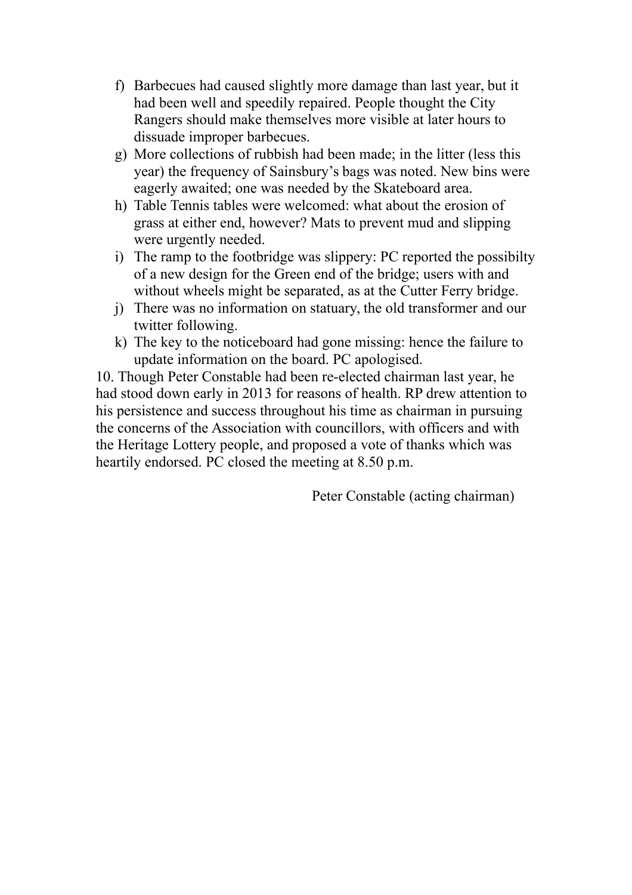f) Barbecues had caused slightly more damage than last year, but it had been well and speedily repaired. People thought the City Rangers should make themselves more visible at later hours to dissuade improper barbecues.
g) More collections of rubbish had been made; in the litter (less this year) the frequency of Sainsbury's bags was noted. New bins were eagerly awaited; one was needed by the Skateboard area.
h) Table Tennis tables were welcomed: what about the erosion of grass at either end, however? Mats to prevent mud and slipping were urgently needed.
i) The ramp to the footbridge was slippery: PC reported the possibilty of a new design for the Green end of the bridge; users with and without wheels might be separated, as at the Cutter Ferry bridge.
j) There was no information on statuary, the old transformer and our twitter following.
k) The key to the noticeboard had gone missing: hence the failure to update information on the board. PC apologised.

10. Though Peter Constable had been re-elected chairman last year, he had stood down early in 2013 for reasons of health. RP drew attention to his persistence and success throughout his time as chairman in pursuing the concerns of the Association with councillors, with officers and with the Heritage Lottery people, and proposed a vote of thanks which was heartily endorsed. PC closed the meeting at 8.50 p.m.

Peter Constable (acting chairman)